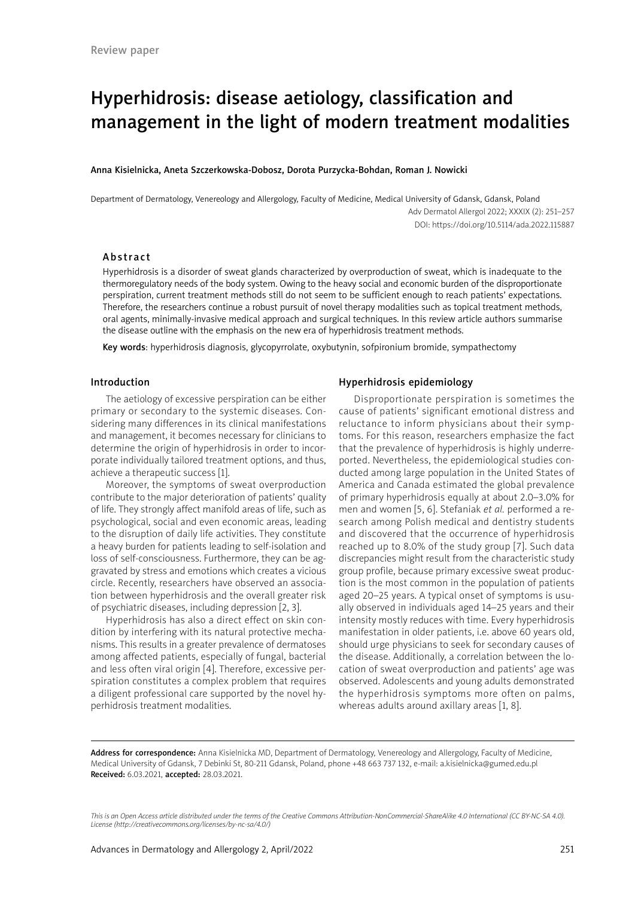Review paper

# Hyperhidrosis: disease aetiology, classification and management in the light of modern treatment modalities

**Anna Kisielnicka, Aneta Szczerkowska-Dobosz, Dorota Purzycka-Bohdan, Roman J. Nowicki**

Department of Dermatology, Venereology and Allergology, Faculty of Medicine, Medical University of Gdansk, Gdansk, Poland

Adv Dermatol Allergol 2022; XXXIX (2): 251–257
DOI: https://doi.org/10.5114/ada.2022.115887

## Abstract

Hyperhidrosis is a disorder of sweat glands characterized by overproduction of sweat, which is inadequate to the thermoregulatory needs of the body system. Owing to the heavy social and economic burden of the disproportionate perspiration, current treatment methods still do not seem to be sufficient enough to reach patients' expectations. Therefore, the researchers continue a robust pursuit of novel therapy modalities such as topical treatment methods, oral agents, minimally-invasive medical approach and surgical techniques. In this review article authors summarise the disease outline with the emphasis on the new era of hyperhidrosis treatment methods.

**Key words**: hyperhidrosis diagnosis, glycopyrrolate, oxybutynin, sofpironium bromide, sympathectomy

## Introduction

The aetiology of excessive perspiration can be either primary or secondary to the systemic diseases. Considering many differences in its clinical manifestations and management, it becomes necessary for clinicians to determine the origin of hyperhidrosis in order to incorporate individually tailored treatment options, and thus, achieve a therapeutic success [1].

Moreover, the symptoms of sweat overproduction contribute to the major deterioration of patients' quality of life. They strongly affect manifold areas of life, such as psychological, social and even economic areas, leading to the disruption of daily life activities. They constitute a heavy burden for patients leading to self-isolation and loss of self-consciousness. Furthermore, they can be aggravated by stress and emotions which creates a vicious circle. Recently, researchers have observed an association between hyperhidrosis and the overall greater risk of psychiatric diseases, including depression [2, 3].

Hyperhidrosis has also a direct effect on skin condition by interfering with its natural protective mechanisms. This results in a greater prevalence of dermatoses among affected patients, especially of fungal, bacterial and less often viral origin [4]. Therefore, excessive perspiration constitutes a complex problem that requires a diligent professional care supported by the novel hyperhidrosis treatment modalities.

## Hyperhidrosis epidemiology

Disproportionate perspiration is sometimes the cause of patients' significant emotional distress and reluctance to inform physicians about their symptoms. For this reason, researchers emphasize the fact that the prevalence of hyperhidrosis is highly underreported. Nevertheless, the epidemiological studies conducted among large population in the United States of America and Canada estimated the global prevalence of primary hyperhidrosis equally at about 2.0–3.0% for men and women [5, 6]. Stefaniak *et al.* performed a research among Polish medical and dentistry students and discovered that the occurrence of hyperhidrosis reached up to 8.0% of the study group [7]. Such data discrepancies might result from the characteristic study group profile, because primary excessive sweat production is the most common in the population of patients aged 20–25 years. A typical onset of symptoms is usually observed in individuals aged 14–25 years and their intensity mostly reduces with time. Every hyperhidrosis manifestation in older patients, i.e. above 60 years old, should urge physicians to seek for secondary causes of the disease. Additionally, a correlation between the location of sweat overproduction and patients' age was observed. Adolescents and young adults demonstrated the hyperhidrosis symptoms more often on palms, whereas adults around axillary areas [1, 8].

**Address for correspondence:** Anna Kisielnicka MD, Department of Dermatology, Venereology and Allergology, Faculty of Medicine, Medical University of Gdansk, 7 Debinki St, 80-211 Gdansk, Poland, phone +48 663 737 132, e-mail: a.kisielnicka@gumed.edu.pl
**Received:** 6.03.2021, **accepted:** 28.03.2021.

*This is an Open Access article distributed under the terms of the Creative Commons Attribution-NonCommercial-ShareAlike 4.0 International (CC BY-NC-SA 4.0). License (http://creativecommons.org/licenses/by-nc-sa/4.0/)*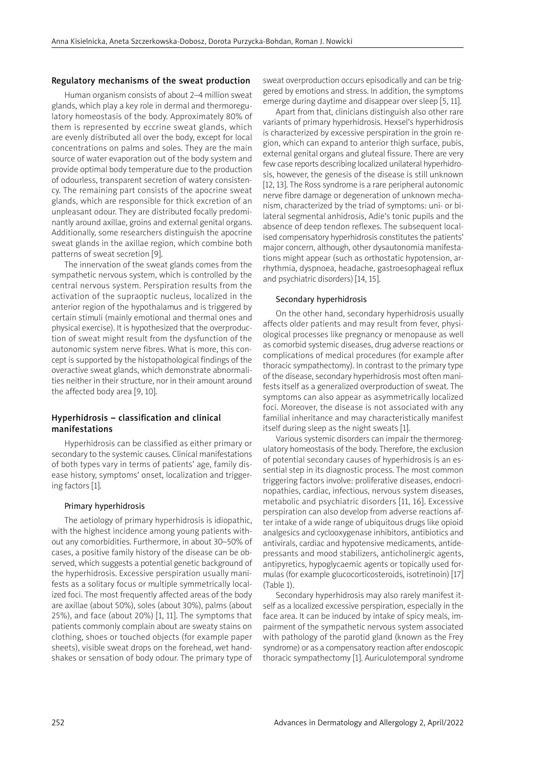## Regulatory mechanisms of the sweat production

Human organism consists of about 2–4 million sweat glands, which play a key role in dermal and thermoregulatory homeostasis of the body. Approximately 80% of them is represented by eccrine sweat glands, which are evenly distributed all over the body, except for local concentrations on palms and soles. They are the main source of water evaporation out of the body system and provide optimal body temperature due to the production of odourless, transparent secretion of watery consistency. The remaining part consists of the apocrine sweat glands, which are responsible for thick excretion of an unpleasant odour. They are distributed focally predominantly around axillae, groins and external genital organs. Additionally, some researchers distinguish the apocrine sweat glands in the axillae region, which combine both patterns of sweat secretion [9].

The innervation of the sweat glands comes from the sympathetic nervous system, which is controlled by the central nervous system. Perspiration results from the activation of the supraoptic nucleus, localized in the anterior region of the hypothalamus and is triggered by certain stimuli (mainly emotional and thermal ones and physical exercise). It is hypothesized that the overproduction of sweat might result from the dysfunction of the autonomic system nerve fibres. What is more, this concept is supported by the histopathological findings of the overactive sweat glands, which demonstrate abnormalities neither in their structure, nor in their amount around the affected body area [9, 10].

## Hyperhidrosis – classification and clinical manifestations

Hyperhidrosis can be classified as either primary or secondary to the systemic causes. Clinical manifestations of both types vary in terms of patients' age, family disease history, symptoms' onset, localization and triggering factors [1].

### Primary hyperhidrosis

The aetiology of primary hyperhidrosis is idiopathic, with the highest incidence among young patients without any comorbidities. Furthermore, in about 30–50% of cases, a positive family history of the disease can be observed, which suggests a potential genetic background of the hyperhidrosis. Excessive perspiration usually manifests as a solitary focus or multiple symmetrically localized foci. The most frequently affected areas of the body are axillae (about 50%), soles (about 30%), palms (about 25%), and face (about 20%) [1, 11]. The symptoms that patients commonly complain about are sweaty stains on clothing, shoes or touched objects (for example paper sheets), visible sweat drops on the forehead, wet handshakes or sensation of body odour. The primary type of sweat overproduction occurs episodically and can be triggered by emotions and stress. In addition, the symptoms emerge during daytime and disappear over sleep [5, 11].

Apart from that, clinicians distinguish also other rare variants of primary hyperhidrosis. Hexsel's hyperhidrosis is characterized by excessive perspiration in the groin region, which can expand to anterior thigh surface, pubis, external genital organs and gluteal fissure. There are very few case reports describing localized unilateral hyperhidrosis, however, the genesis of the disease is still unknown [12, 13]. The Ross syndrome is a rare peripheral autonomic nerve fibre damage or degeneration of unknown mechanism, characterized by the triad of symptoms: uni- or bilateral segmental anhidrosis, Adie's tonic pupils and the absence of deep tendon reflexes. The subsequent localised compensatory hyperhidrosis constitutes the patients' major concern, although, other dysautonomia manifestations might appear (such as orthostatic hypotension, arrhythmia, dyspnoea, headache, gastroesophageal reflux and psychiatric disorders) [14, 15].

### Secondary hyperhidrosis

On the other hand, secondary hyperhidrosis usually affects older patients and may result from fever, physiological processes like pregnancy or menopause as well as comorbid systemic diseases, drug adverse reactions or complications of medical procedures (for example after thoracic sympathectomy). In contrast to the primary type of the disease, secondary hyperhidrosis most often manifests itself as a generalized overproduction of sweat. The symptoms can also appear as asymmetrically localized foci. Moreover, the disease is not associated with any familial inheritance and may characteristically manifest itself during sleep as the night sweats [1].

Various systemic disorders can impair the thermoregulatory homeostasis of the body. Therefore, the exclusion of potential secondary causes of hyperhidrosis is an essential step in its diagnostic process. The most common triggering factors involve: proliferative diseases, endocrinopathies, cardiac, infectious, nervous system diseases, metabolic and psychiatric disorders [11, 16]. Excessive perspiration can also develop from adverse reactions after intake of a wide range of ubiquitous drugs like opioid analgesics and cyclooxygenase inhibitors, antibiotics and antivirals, cardiac and hypotensive medicaments, antidepressants and mood stabilizers, anticholinergic agents, antipyretics, hypoglycaemic agents or topically used formulas (for example glucocorticosteroids, isotretinoin) [17] (Table 1).

Secondary hyperhidrosis may also rarely manifest itself as a localized excessive perspiration, especially in the face area. It can be induced by intake of spicy meals, impairment of the sympathetic nervous system associated with pathology of the parotid gland (known as the Frey syndrome) or as a compensatory reaction after endoscopic thoracic sympathectomy [1]. Auriculotemporal syndrome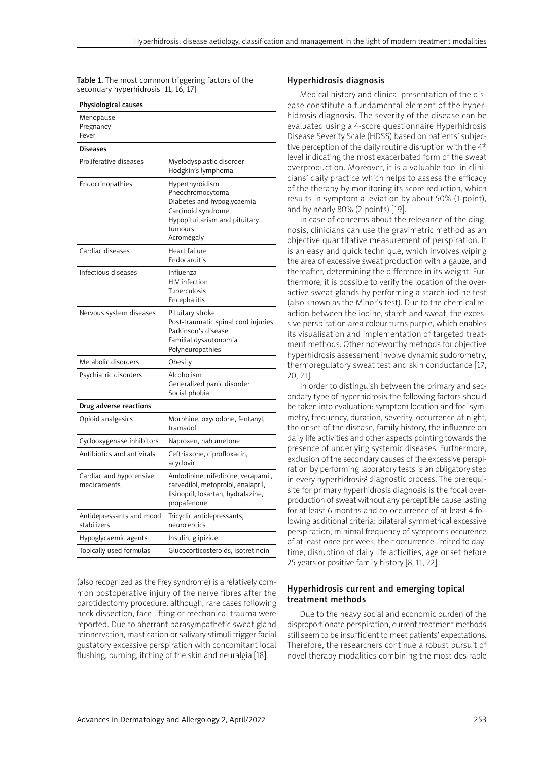Table 1. The most common triggering factors of the secondary hyperhidrosis [11, 16, 17]

| Physiological causes | |
|---|---|
| Menopause<br>Pregnancy<br>Fever | |
| **Diseases** | |
| Proliferative diseases | Myelodysplastic disorder<br>Hodgkin's lymphoma |
| Endocrinopathies | Hyperthyroidism<br>Pheochromocytoma<br>Diabetes and hypoglycaemia<br>Carcinoid syndrome<br>Hypopituitarism and pituitary tumours<br>Acromegaly |
| Cardiac diseases | Heart failure<br>Endocarditis |
| Infectious diseases | Influenza<br>HIV infection<br>Tuberculosis<br>Encephalitis |
| Nervous system diseases | Pituitary stroke<br>Post-traumatic spinal cord injuries<br>Parkinson's disease<br>Familial dysautonomia<br>Polyneuropathies |
| Metabolic disorders | Obesity |
| Psychiatric disorders | Alcoholism<br>Generalized panic disorder<br>Social phobia |
| **Drug adverse reactions** | |
| Opioid analgesics | Morphine, oxycodone, fentanyl, tramadol |
| Cyclooxygenase inhibitors | Naproxen, nabumetone |
| Antibiotics and antivirals | Ceftriaxone, ciprofloxacin, acyclovir |
| Cardiac and hypotensive medicaments | Amlodipine, nifedipine, verapamil, carvedilol, metoprolol, enalapril, lisinopril, losartan, hydralazine, propafenone |
| Antidepressants and mood stabilizers | Tricyclic antidepressants, neuroleptics |
| Hypoglycaemic agents | Insulin, glipizide |
| Topically used formulas | Glucocorticosteroids, isotretinoin |

(also recognized as the Frey syndrome) is a relatively common postoperative injury of the nerve fibres after the parotidectomy procedure, although, rare cases following neck dissection, face lifting or mechanical trauma were reported. Due to aberrant parasympathetic sweat gland reinnervation, mastication or salivary stimuli trigger facial gustatory excessive perspiration with concomitant local flushing, burning, itching of the skin and neuralgia [18].

## Hyperhidrosis diagnosis

Medical history and clinical presentation of the disease constitute a fundamental element of the hyperhidrosis diagnosis. The severity of the disease can be evaluated using a 4-score questionnaire Hyperhidrosis Disease Severity Scale (HDSS) based on patients' subjective perception of the daily routine disruption with the 4th level indicating the most exacerbated form of the sweat overproduction. Moreover, it is a valuable tool in clinicians' daily practice which helps to assess the efficacy of the therapy by monitoring its score reduction, which results in symptom alleviation by about 50% (1-point), and by nearly 80% (2-points) [19].

In case of concerns about the relevance of the diagnosis, clinicians can use the gravimetric method as an objective quantitative measurement of perspiration. It is an easy and quick technique, which involves wiping the area of excessive sweat production with a gauze, and thereafter, determining the difference in its weight. Furthermore, it is possible to verify the location of the overactive sweat glands by performing a starch-iodine test (also known as the Minor's test). Due to the chemical reaction between the iodine, starch and sweat, the excessive perspiration area colour turns purple, which enables its visualisation and implementation of targeted treatment methods. Other noteworthy methods for objective hyperhidrosis assessment involve dynamic sudorometry, thermoregulatory sweat test and skin conductance [17, 20, 21].

In order to distinguish between the primary and secondary type of hyperhidrosis the following factors should be taken into evaluation: symptom location and foci symmetry, frequency, duration, severity, occurrence at night, the onset of the disease, family history, the influence on daily life activities and other aspects pointing towards the presence of underlying systemic diseases. Furthermore, exclusion of the secondary causes of the excessive perspiration by performing laboratory tests is an obligatory step in every hyperhidrosis' diagnostic process. The prerequisite for primary hyperhidrosis diagnosis is the focal overproduction of sweat without any perceptible cause lasting for at least 6 months and co-occurrence of at least 4 following additional criteria: bilateral symmetrical excessive perspiration, minimal frequency of symptoms occurence of at least once per week, their occurrence limited to daytime, disruption of daily life activities, age onset before 25 years or positive family history [8, 11, 22].

## Hyperhidrosis current and emerging topical treatment methods

Due to the heavy social and economic burden of the disproportionate perspiration, current treatment methods still seem to be insufficient to meet patients' expectations. Therefore, the researchers continue a robust pursuit of novel therapy modalities combining the most desirable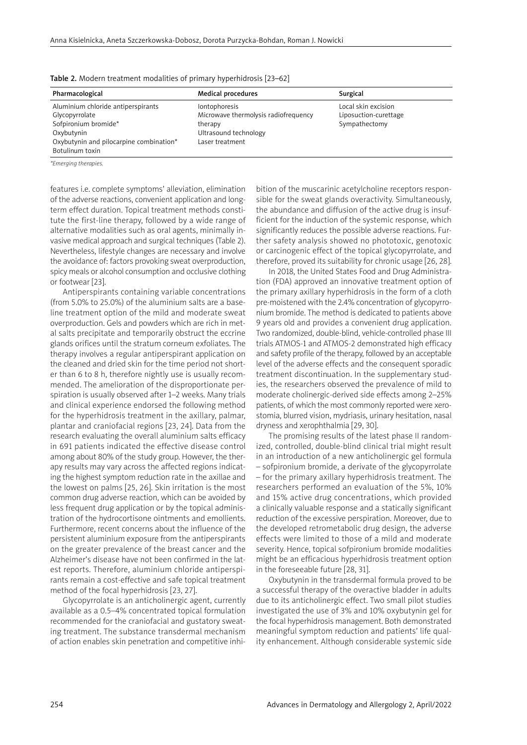**Table 2.** Modern treatment modalities of primary hyperhidrosis [23–62]

| Pharmacological | Medical procedures | Surgical |
|---|---|---|
| Aluminium chloride antiperspirants<br>Glycopyrrolate<br>Sofpironium bromide*<br>Oxybutynin<br>Oxybutynin and pilocarpine combination*<br>Botulinum toxin | Iontophoresis<br>Microwave thermolysis radiofrequency therapy<br>Ultrasound technology<br>Laser treatment | Local skin excision<br>Liposuction-curettage<br>Sympathectomy |

*\*Emerging therapies.*

features i.e. complete symptoms' alleviation, elimination of the adverse reactions, convenient application and long-term effect duration. Topical treatment methods constitute the first-line therapy, followed by a wide range of alternative modalities such as oral agents, minimally invasive medical approach and surgical techniques (Table 2). Nevertheless, lifestyle changes are necessary and involve the avoidance of: factors provoking sweat overproduction, spicy meals or alcohol consumption and occlusive clothing or footwear [23].

Antiperspirants containing variable concentrations (from 5.0% to 25.0%) of the aluminium salts are a baseline treatment option of the mild and moderate sweat overproduction. Gels and powders which are rich in metal salts precipitate and temporarily obstruct the eccrine glands orifices until the stratum corneum exfoliates. The therapy involves a regular antiperspirant application on the cleaned and dried skin for the time period not shorter than 6 to 8 h, therefore nightly use is usually recommended. The amelioration of the disproportionate perspiration is usually observed after 1–2 weeks. Many trials and clinical experience endorsed the following method for the hyperhidrosis treatment in the axillary, palmar, plantar and craniofacial regions [23, 24]. Data from the research evaluating the overall aluminium salts efficacy in 691 patients indicated the effective disease control among about 80% of the study group. However, the therapy results may vary across the affected regions indicating the highest symptom reduction rate in the axillae and the lowest on palms [25, 26]. Skin irritation is the most common drug adverse reaction, which can be avoided by less frequent drug application or by the topical administration of the hydrocortisone ointments and emollients. Furthermore, recent concerns about the influence of the persistent aluminium exposure from the antiperspirants on the greater prevalence of the breast cancer and the Alzheimer's disease have not been confirmed in the latest reports. Therefore, aluminium chloride antiperspirants remain a cost-effective and safe topical treatment method of the focal hyperhidrosis [23, 27].

Glycopyrrolate is an anticholinergic agent, currently available as a 0.5–4% concentrated topical formulation recommended for the craniofacial and gustatory sweating treatment. The substance transdermal mechanism of action enables skin penetration and competitive inhibition of the muscarinic acetylcholine receptors responsible for the sweat glands overactivity. Simultaneously, the abundance and diffusion of the active drug is insufficient for the induction of the systemic response, which significantly reduces the possible adverse reactions. Further safety analysis showed no phototoxic, genotoxic or carcinogenic effect of the topical glycopyrrolate, and therefore, proved its suitability for chronic usage [26, 28].

In 2018, the United States Food and Drug Administration (FDA) approved an innovative treatment option of the primary axillary hyperhidrosis in the form of a cloth pre-moistened with the 2.4% concentration of glycopyrronium bromide. The method is dedicated to patients above 9 years old and provides a convenient drug application. Two randomized, double-blind, vehicle-controlled phase III trials ATMOS-1 and ATMOS-2 demonstrated high efficacy and safety profile of the therapy, followed by an acceptable level of the adverse effects and the consequent sporadic treatment discontinuation. In the supplementary studies, the researchers observed the prevalence of mild to moderate cholinergic-derived side effects among 2–25% patients, of which the most commonly reported were xerostomia, blurred vision, mydriasis, urinary hesitation, nasal dryness and xerophthalmia [29, 30].

The promising results of the latest phase II randomized, controlled, double-blind clinical trial might result in an introduction of a new anticholinergic gel formula – sofpironium bromide, a derivate of the glycopyrrolate – for the primary axillary hyperhidrosis treatment. The researchers performed an evaluation of the 5%, 10% and 15% active drug concentrations, which provided a clinically valuable response and a statically significant reduction of the excessive perspiration. Moreover, due to the developed retrometabolic drug design, the adverse effects were limited to those of a mild and moderate severity. Hence, topical sofpironium bromide modalities might be an efficacious hyperhidrosis treatment option in the foreseeable future [28, 31].

Oxybutynin in the transdermal formula proved to be a successful therapy of the overactive bladder in adults due to its anticholinergic effect. Two small pilot studies investigated the use of 3% and 10% oxybutynin gel for the focal hyperhidrosis management. Both demonstrated meaningful symptom reduction and patients' life quality enhancement. Although considerable systemic side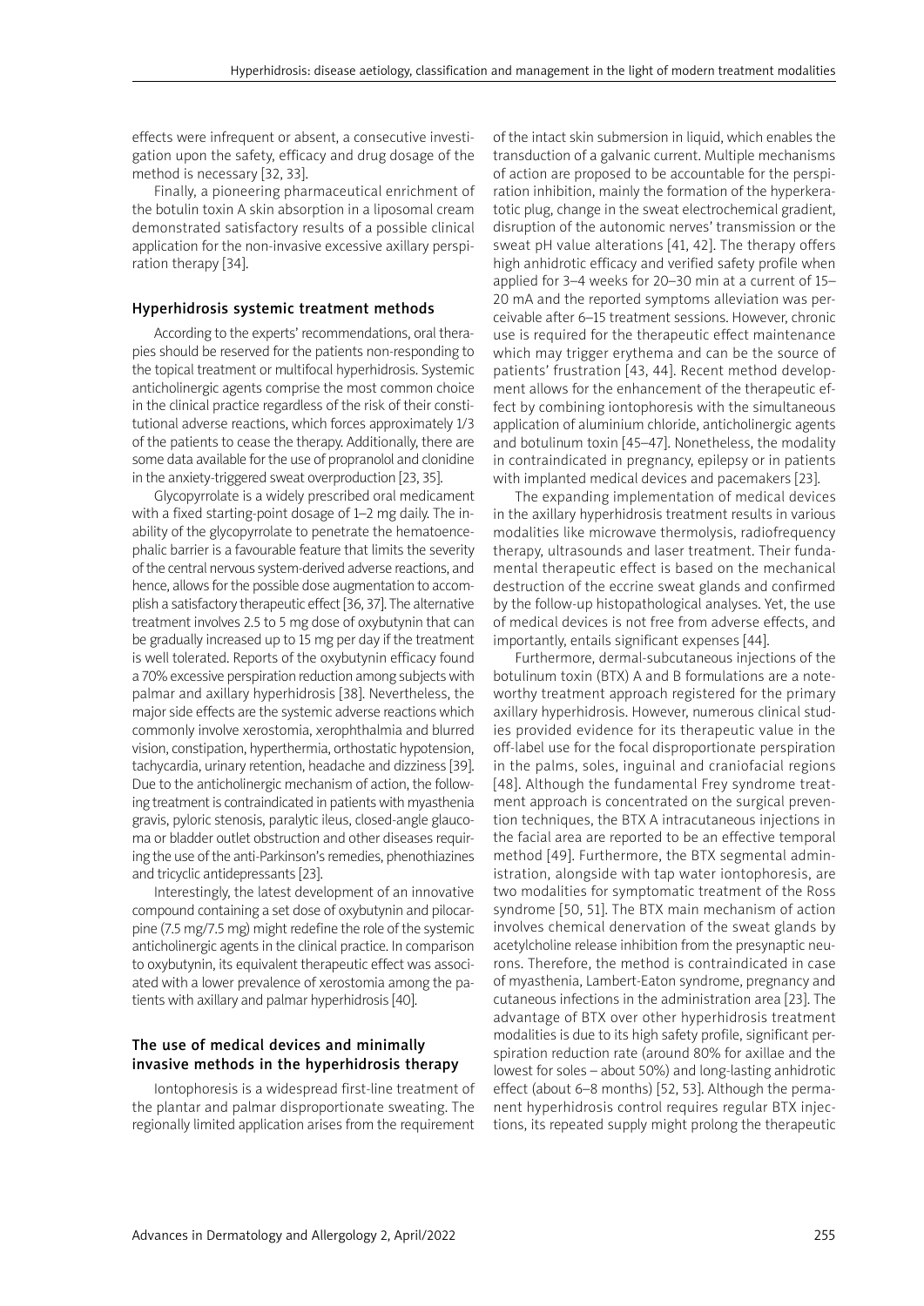effects were infrequent or absent, a consecutive investigation upon the safety, efficacy and drug dosage of the method is necessary [32, 33].

Finally, a pioneering pharmaceutical enrichment of the botulin toxin A skin absorption in a liposomal cream demonstrated satisfactory results of a possible clinical application for the non-invasive excessive axillary perspiration therapy [34].

## Hyperhidrosis systemic treatment methods

According to the experts' recommendations, oral therapies should be reserved for the patients non-responding to the topical treatment or multifocal hyperhidrosis. Systemic anticholinergic agents comprise the most common choice in the clinical practice regardless of the risk of their constitutional adverse reactions, which forces approximately 1/3 of the patients to cease the therapy. Additionally, there are some data available for the use of propranolol and clonidine in the anxiety-triggered sweat overproduction [23, 35].

Glycopyrrolate is a widely prescribed oral medicament with a fixed starting-point dosage of 1–2 mg daily. The inability of the glycopyrrolate to penetrate the hematoencephalic barrier is a favourable feature that limits the severity of the central nervous system-derived adverse reactions, and hence, allows for the possible dose augmentation to accomplish a satisfactory therapeutic effect [36, 37]. The alternative treatment involves 2.5 to 5 mg dose of oxybutynin that can be gradually increased up to 15 mg per day if the treatment is well tolerated. Reports of the oxybutynin efficacy found a 70% excessive perspiration reduction among subjects with palmar and axillary hyperhidrosis [38]. Nevertheless, the major side effects are the systemic adverse reactions which commonly involve xerostomia, xerophthalmia and blurred vision, constipation, hyperthermia, orthostatic hypotension, tachycardia, urinary retention, headache and dizziness [39]. Due to the anticholinergic mechanism of action, the following treatment is contraindicated in patients with myasthenia gravis, pyloric stenosis, paralytic ileus, closed-angle glaucoma or bladder outlet obstruction and other diseases requiring the use of the anti-Parkinson's remedies, phenothiazines and tricyclic antidepressants [23].

Interestingly, the latest development of an innovative compound containing a set dose of oxybutynin and pilocarpine (7.5 mg/7.5 mg) might redefine the role of the systemic anticholinergic agents in the clinical practice. In comparison to oxybutynin, its equivalent therapeutic effect was associated with a lower prevalence of xerostomia among the patients with axillary and palmar hyperhidrosis [40].

## The use of medical devices and minimally invasive methods in the hyperhidrosis therapy

Iontophoresis is a widespread first-line treatment of the plantar and palmar disproportionate sweating. The regionally limited application arises from the requirement of the intact skin submersion in liquid, which enables the transduction of a galvanic current. Multiple mechanisms of action are proposed to be accountable for the perspiration inhibition, mainly the formation of the hyperkeratotic plug, change in the sweat electrochemical gradient, disruption of the autonomic nerves' transmission or the sweat pH value alterations [41, 42]. The therapy offers high anhidrotic efficacy and verified safety profile when applied for 3–4 weeks for 20–30 min at a current of 15–20 mA and the reported symptoms alleviation was perceivable after 6–15 treatment sessions. However, chronic use is required for the therapeutic effect maintenance which may trigger erythema and can be the source of patients' frustration [43, 44]. Recent method development allows for the enhancement of the therapeutic effect by combining iontophoresis with the simultaneous application of aluminium chloride, anticholinergic agents and botulinum toxin [45–47]. Nonetheless, the modality in contraindicated in pregnancy, epilepsy or in patients with implanted medical devices and pacemakers [23].

The expanding implementation of medical devices in the axillary hyperhidrosis treatment results in various modalities like microwave thermolysis, radiofrequency therapy, ultrasounds and laser treatment. Their fundamental therapeutic effect is based on the mechanical destruction of the eccrine sweat glands and confirmed by the follow-up histopathological analyses. Yet, the use of medical devices is not free from adverse effects, and importantly, entails significant expenses [44].

Furthermore, dermal-subcutaneous injections of the botulinum toxin (BTX) A and B formulations are a noteworthy treatment approach registered for the primary axillary hyperhidrosis. However, numerous clinical studies provided evidence for its therapeutic value in the off-label use for the focal disproportionate perspiration in the palms, soles, inguinal and craniofacial regions [48]. Although the fundamental Frey syndrome treatment approach is concentrated on the surgical prevention techniques, the BTX A intracutaneous injections in the facial area are reported to be an effective temporal method [49]. Furthermore, the BTX segmental administration, alongside with tap water iontophoresis, are two modalities for symptomatic treatment of the Ross syndrome [50, 51]. The BTX main mechanism of action involves chemical denervation of the sweat glands by acetylcholine release inhibition from the presynaptic neurons. Therefore, the method is contraindicated in case of myasthenia, Lambert-Eaton syndrome, pregnancy and cutaneous infections in the administration area [23]. The advantage of BTX over other hyperhidrosis treatment modalities is due to its high safety profile, significant perspiration reduction rate (around 80% for axillae and the lowest for soles – about 50%) and long-lasting anhidrotic effect (about 6–8 months) [52, 53]. Although the permanent hyperhidrosis control requires regular BTX injections, its repeated supply might prolong the therapeutic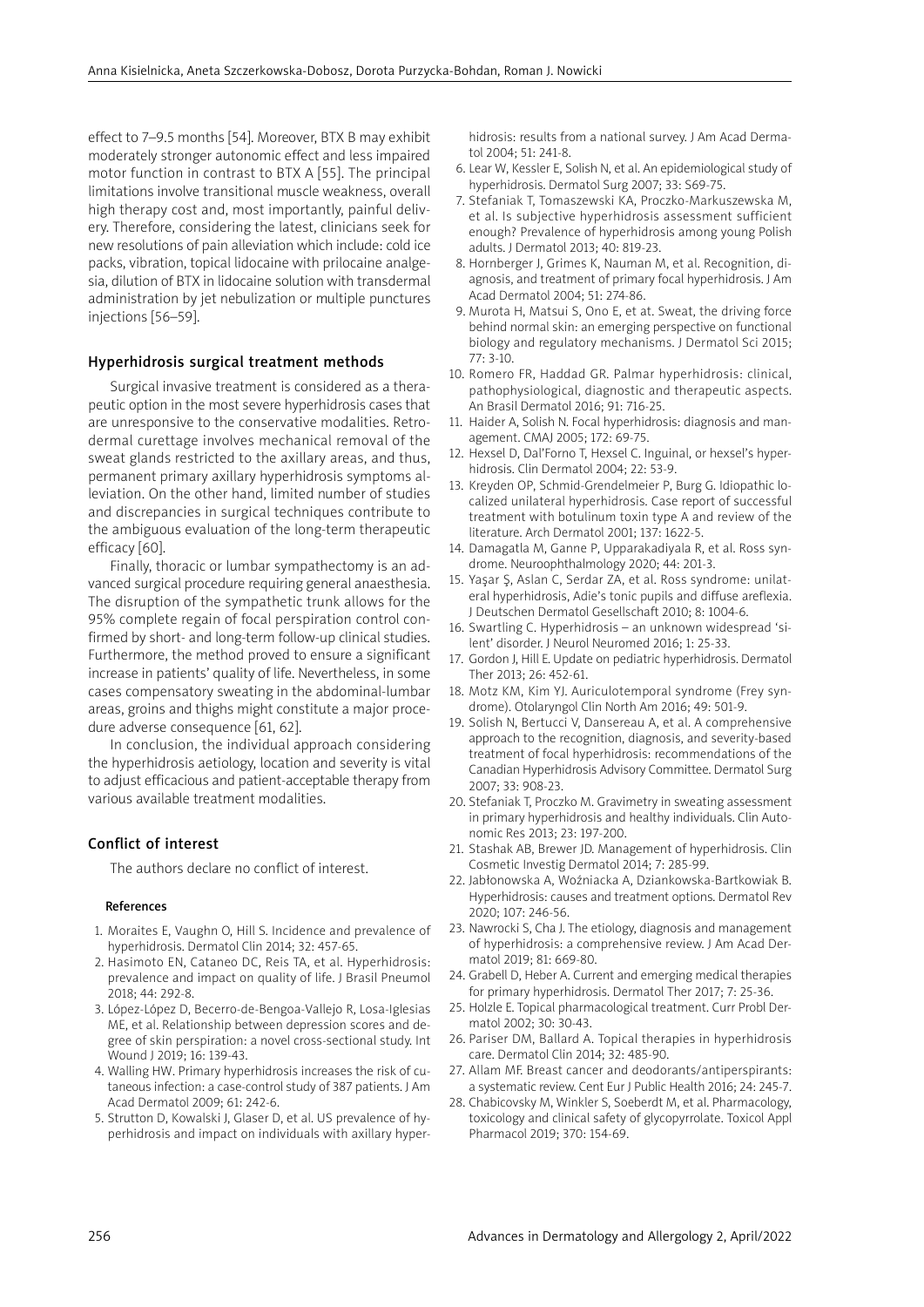effect to 7–9.5 months [54]. Moreover, BTX B may exhibit moderately stronger autonomic effect and less impaired motor function in contrast to BTX A [55]. The principal limitations involve transitional muscle weakness, overall high therapy cost and, most importantly, painful delivery. Therefore, considering the latest, clinicians seek for new resolutions of pain alleviation which include: cold ice packs, vibration, topical lidocaine with prilocaine analgesia, dilution of BTX in lidocaine solution with transdermal administration by jet nebulization or multiple punctures injections [56–59].

## Hyperhidrosis surgical treatment methods

Surgical invasive treatment is considered as a therapeutic option in the most severe hyperhidrosis cases that are unresponsive to the conservative modalities. Retrodermal curettage involves mechanical removal of the sweat glands restricted to the axillary areas, and thus, permanent primary axillary hyperhidrosis symptoms alleviation. On the other hand, limited number of studies and discrepancies in surgical techniques contribute to the ambiguous evaluation of the long-term therapeutic efficacy [60].

Finally, thoracic or lumbar sympathectomy is an advanced surgical procedure requiring general anaesthesia. The disruption of the sympathetic trunk allows for the 95% complete regain of focal perspiration control confirmed by short- and long-term follow-up clinical studies. Furthermore, the method proved to ensure a significant increase in patients' quality of life. Nevertheless, in some cases compensatory sweating in the abdominal-lumbar areas, groins and thighs might constitute a major procedure adverse consequence [61, 62].

In conclusion, the individual approach considering the hyperhidrosis aetiology, location and severity is vital to adjust efficacious and patient-acceptable therapy from various available treatment modalities.

## Conflict of interest

The authors declare no conflict of interest.

### References

1. Moraites E, Vaughn O, Hill S. Incidence and prevalence of hyperhidrosis. Dermatol Clin 2014; 32: 457-65.
2. Hasimoto EN, Cataneo DC, Reis TA, et al. Hyperhidrosis: prevalence and impact on quality of life. J Brasil Pneumol 2018; 44: 292-8.
3. López-López D, Becerro-de-Bengoa-Vallejo R, Losa-Iglesias ME, et al. Relationship between depression scores and degree of skin perspiration: a novel cross-sectional study. Int Wound J 2019; 16: 139-43.
4. Walling HW. Primary hyperhidrosis increases the risk of cutaneous infection: a case-control study of 387 patients. J Am Acad Dermatol 2009; 61: 242-6.
5. Strutton D, Kowalski J, Glaser D, et al. US prevalence of hyperhidrosis and impact on individuals with axillary hyperhidrosis: results from a national survey. J Am Acad Dermatol 2004; 51: 241-8.
6. Lear W, Kessler E, Solish N, et al. An epidemiological study of hyperhidrosis. Dermatol Surg 2007; 33: S69-75.
7. Stefaniak T, Tomaszewski KA, Proczko-Markuszewska M, et al. Is subjective hyperhidrosis assessment sufficient enough? Prevalence of hyperhidrosis among young Polish adults. J Dermatol 2013; 40: 819-23.
8. Hornberger J, Grimes K, Nauman M, et al. Recognition, diagnosis, and treatment of primary focal hyperhidrosis. J Am Acad Dermatol 2004; 51: 274-86.
9. Murota H, Matsui S, Ono E, et at. Sweat, the driving force behind normal skin: an emerging perspective on functional biology and regulatory mechanisms. J Dermatol Sci 2015; 77: 3-10.
10. Romero FR, Haddad GR. Palmar hyperhidrosis: clinical, pathophysiological, diagnostic and therapeutic aspects. An Brasil Dermatol 2016; 91: 716-25.
11. Haider A, Solish N. Focal hyperhidrosis: diagnosis and management. CMAJ 2005; 172: 69-75.
12. Hexsel D, Dal'Forno T, Hexsel C. Inguinal, or hexsel's hyperhidrosis. Clin Dermatol 2004; 22: 53-9.
13. Kreyden OP, Schmid-Grendelmeier P, Burg G. Idiopathic localized unilateral hyperhidrosis. Case report of successful treatment with botulinum toxin type A and review of the literature. Arch Dermatol 2001; 137: 1622-5.
14. Damagatla M, Ganne P, Upparakadiyala R, et al. Ross syndrome. Neuroophthalmology 2020; 44: 201-3.
15. Yaşar Ş, Aslan C, Serdar ZA, et al. Ross syndrome: unilateral hyperhidrosis, Adie's tonic pupils and diffuse areflexia. J Deutschen Dermatol Gesellschaft 2010; 8: 1004-6.
16. Swartling C. Hyperhidrosis – an unknown widespread 'silent' disorder. J Neurol Neuromed 2016; 1: 25-33.
17. Gordon J, Hill E. Update on pediatric hyperhidrosis. Dermatol Ther 2013; 26: 452-61.
18. Motz KM, Kim YJ. Auriculotemporal syndrome (Frey syndrome). Otolaryngol Clin North Am 2016; 49: 501-9.
19. Solish N, Bertucci V, Dansereau A, et al. A comprehensive approach to the recognition, diagnosis, and severity-based treatment of focal hyperhidrosis: recommendations of the Canadian Hyperhidrosis Advisory Committee. Dermatol Surg 2007; 33: 908-23.
20. Stefaniak T, Proczko M. Gravimetry in sweating assessment in primary hyperhidrosis and healthy individuals. Clin Autonomic Res 2013; 23: 197-200.
21. Stashak AB, Brewer JD. Management of hyperhidrosis. Clin Cosmetic Investig Dermatol 2014; 7: 285-99.
22. Jabłonowska A, Woźniacka A, Dziankowska-Bartkowiak B. Hyperhidrosis: causes and treatment options. Dermatol Rev 2020; 107: 246-56.
23. Nawrocki S, Cha J. The etiology, diagnosis and management of hyperhidrosis: a comprehensive review. J Am Acad Dermatol 2019; 81: 669-80.
24. Grabell D, Heber A. Current and emerging medical therapies for primary hyperhidrosis. Dermatol Ther 2017; 7: 25-36.
25. Holzle E. Topical pharmacological treatment. Curr Probl Dermatol 2002; 30: 30-43.
26. Pariser DM, Ballard A. Topical therapies in hyperhidrosis care. Dermatol Clin 2014; 32: 485-90.
27. Allam MF. Breast cancer and deodorants/antiperspirants: a systematic review. Cent Eur J Public Health 2016; 24: 245-7.
28. Chabicovsky M, Winkler S, Soeberdt M, et al. Pharmacology, toxicology and clinical safety of glycopyrrolate. Toxicol Appl Pharmacol 2019; 370: 154-69.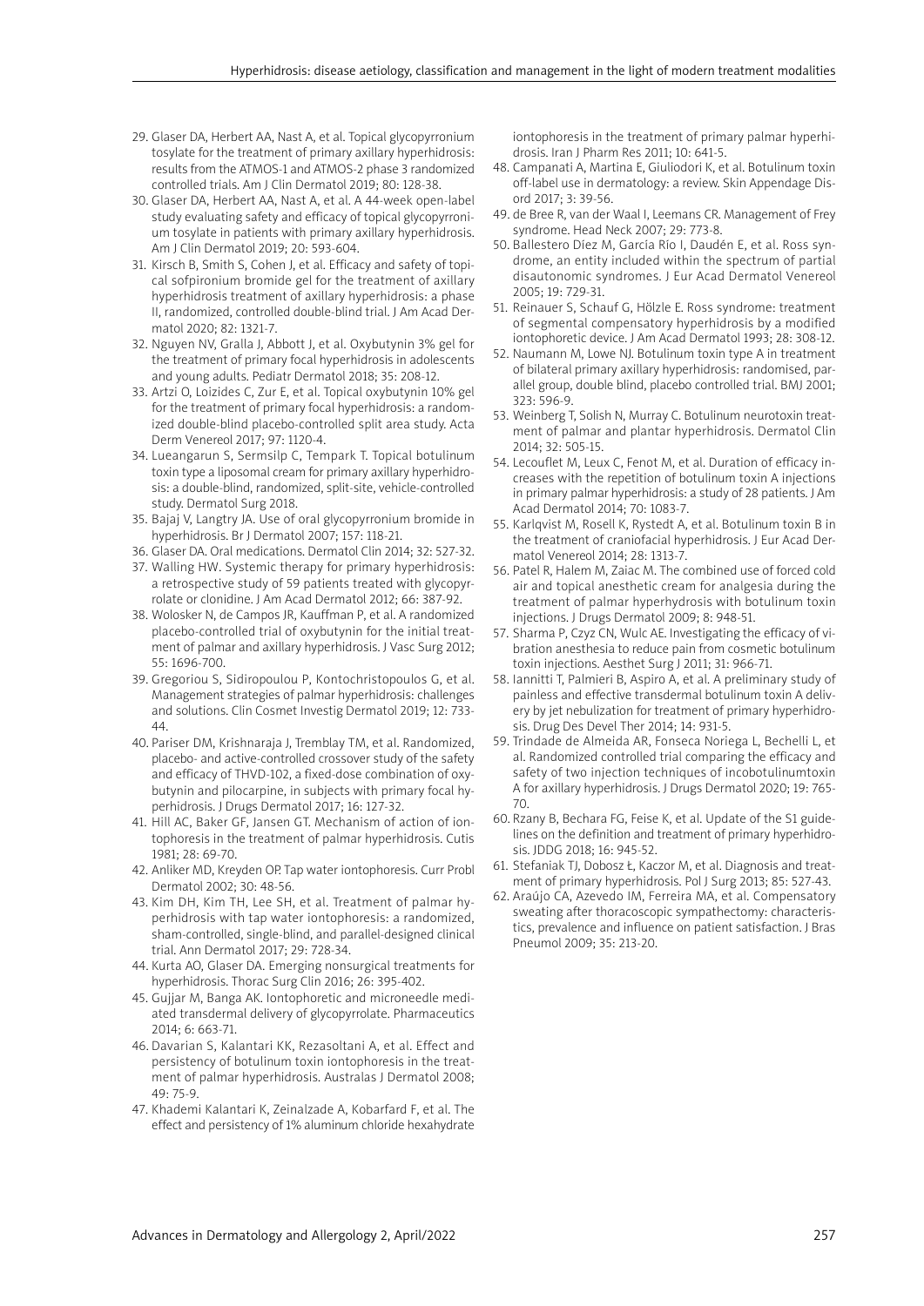29. Glaser DA, Herbert AA, Nast A, et al. Topical glycopyrronium tosylate for the treatment of primary axillary hyperhidrosis: results from the ATMOS-1 and ATMOS-2 phase 3 randomized controlled trials. Am J Clin Dermatol 2019; 80: 128-38.
30. Glaser DA, Herbert AA, Nast A, et al. A 44-week open-label study evaluating safety and efficacy of topical glycopyrronium tosylate in patients with primary axillary hyperhidrosis. Am J Clin Dermatol 2019; 20: 593-604.
31. Kirsch B, Smith S, Cohen J, et al. Efficacy and safety of topical sofpironium bromide gel for the treatment of axillary hyperhidrosis treatment of axillary hyperhidrosis: a phase II, randomized, controlled double-blind trial. J Am Acad Dermatol 2020; 82: 1321-7.
32. Nguyen NV, Gralla J, Abbott J, et al. Oxybutynin 3% gel for the treatment of primary focal hyperhidrosis in adolescents and young adults. Pediatr Dermatol 2018; 35: 208-12.
33. Artzi O, Loizides C, Zur E, et al. Topical oxybutynin 10% gel for the treatment of primary focal hyperhidrosis: a randomized double-blind placebo-controlled split area study. Acta Derm Venereol 2017; 97: 1120-4.
34. Lueangarun S, Sermsilp C, Tempark T. Topical botulinum toxin type a liposomal cream for primary axillary hyperhidrosis: a double-blind, randomized, split-site, vehicle-controlled study. Dermatol Surg 2018.
35. Bajaj V, Langtry JA. Use of oral glycopyrronium bromide in hyperhidrosis. Br J Dermatol 2007; 157: 118-21.
36. Glaser DA. Oral medications. Dermatol Clin 2014; 32: 527-32.
37. Walling HW. Systemic therapy for primary hyperhidrosis: a retrospective study of 59 patients treated with glycopyrrolate or clonidine. J Am Acad Dermatol 2012; 66: 387-92.
38. Wolosker N, de Campos JR, Kauffman P, et al. A randomized placebo-controlled trial of oxybutynin for the initial treatment of palmar and axillary hyperhidrosis. J Vasc Surg 2012; 55: 1696-700.
39. Gregoriou S, Sidiropoulou P, Kontochristopoulos G, et al. Management strategies of palmar hyperhidrosis: challenges and solutions. Clin Cosmet Investig Dermatol 2019; 12: 733-44.
40. Pariser DM, Krishnaraja J, Tremblay TM, et al. Randomized, placebo- and active-controlled crossover study of the safety and efficacy of THVD-102, a fixed-dose combination of oxybutynin and pilocarpine, in subjects with primary focal hyperhidrosis. J Drugs Dermatol 2017; 16: 127-32.
41. Hill AC, Baker GF, Jansen GT. Mechanism of action of iontophoresis in the treatment of palmar hyperhidrosis. Cutis 1981; 28: 69-70.
42. Anliker MD, Kreyden OP. Tap water iontophoresis. Curr Probl Dermatol 2002; 30: 48-56.
43. Kim DH, Kim TH, Lee SH, et al. Treatment of palmar hyperhidrosis with tap water iontophoresis: a randomized, sham-controlled, single-blind, and parallel-designed clinical trial. Ann Dermatol 2017; 29: 728-34.
44. Kurta AO, Glaser DA. Emerging nonsurgical treatments for hyperhidrosis. Thorac Surg Clin 2016; 26: 395-402.
45. Gujjar M, Banga AK. Iontophoretic and microneedle mediated transdermal delivery of glycopyrrolate. Pharmaceutics 2014; 6: 663-71.
46. Davarian S, Kalantari KK, Rezasoltani A, et al. Effect and persistency of botulinum toxin iontophoresis in the treatment of palmar hyperhidrosis. Australas J Dermatol 2008; 49: 75-9.
47. Khademi Kalantari K, Zeinalzade A, Kobarfard F, et al. The effect and persistency of 1% aluminum chloride hexahydrate iontophoresis in the treatment of primary palmar hyperhidrosis. Iran J Pharm Res 2011; 10: 641-5.
48. Campanati A, Martina E, Giuliodori K, et al. Botulinum toxin off-label use in dermatology: a review. Skin Appendage Disord 2017; 3: 39-56.
49. de Bree R, van der Waal I, Leemans CR. Management of Frey syndrome. Head Neck 2007; 29: 773-8.
50. Ballestero Díez M, García Río I, Daudén E, et al. Ross syndrome, an entity included within the spectrum of partial disautonomic syndromes. J Eur Acad Dermatol Venereol 2005; 19: 729-31.
51. Reinauer S, Schauf G, Hölzle E. Ross syndrome: treatment of segmental compensatory hyperhidrosis by a modified iontophoretic device. J Am Acad Dermatol 1993; 28: 308-12.
52. Naumann M, Lowe NJ. Botulinum toxin type A in treatment of bilateral primary axillary hyperhidrosis: randomised, parallel group, double blind, placebo controlled trial. BMJ 2001; 323: 596-9.
53. Weinberg T, Solish N, Murray C. Botulinum neurotoxin treatment of palmar and plantar hyperhidrosis. Dermatol Clin 2014; 32: 505-15.
54. Lecouflet M, Leux C, Fenot M, et al. Duration of efficacy increases with the repetition of botulinum toxin A injections in primary palmar hyperhidrosis: a study of 28 patients. J Am Acad Dermatol 2014; 70: 1083-7.
55. Karlqvist M, Rosell K, Rystedt A, et al. Botulinum toxin B in the treatment of craniofacial hyperhidrosis. J Eur Acad Dermatol Venereol 2014; 28: 1313-7.
56. Patel R, Halem M, Zaiac M. The combined use of forced cold air and topical anesthetic cream for analgesia during the treatment of palmar hyperhydrosis with botulinum toxin injections. J Drugs Dermatol 2009; 8: 948-51.
57. Sharma P, Czyz CN, Wulc AE. Investigating the efficacy of vibration anesthesia to reduce pain from cosmetic botulinum toxin injections. Aesthet Surg J 2011; 31: 966-71.
58. Iannitti T, Palmieri B, Aspiro A, et al. A preliminary study of painless and effective transdermal botulinum toxin A delivery by jet nebulization for treatment of primary hyperhidrosis. Drug Des Devel Ther 2014; 14: 931-5.
59. Trindade de Almeida AR, Fonseca Noriega L, Bechelli L, et al. Randomized controlled trial comparing the efficacy and safety of two injection techniques of incobotulinumtoxin A for axillary hyperhidrosis. J Drugs Dermatol 2020; 19: 765-70.
60. Rzany B, Bechara FG, Feise K, et al. Update of the S1 guidelines on the definition and treatment of primary hyperhidrosis. JDDG 2018; 16: 945-52.
61. Stefaniak TJ, Dobosz Ł, Kaczor M, et al. Diagnosis and treatment of primary hyperhidrosis. Pol J Surg 2013; 85: 527-43.
62. Araújo CA, Azevedo IM, Ferreira MA, et al. Compensatory sweating after thoracoscopic sympathectomy: characteristics, prevalence and influence on patient satisfaction. J Bras Pneumol 2009; 35: 213-20.